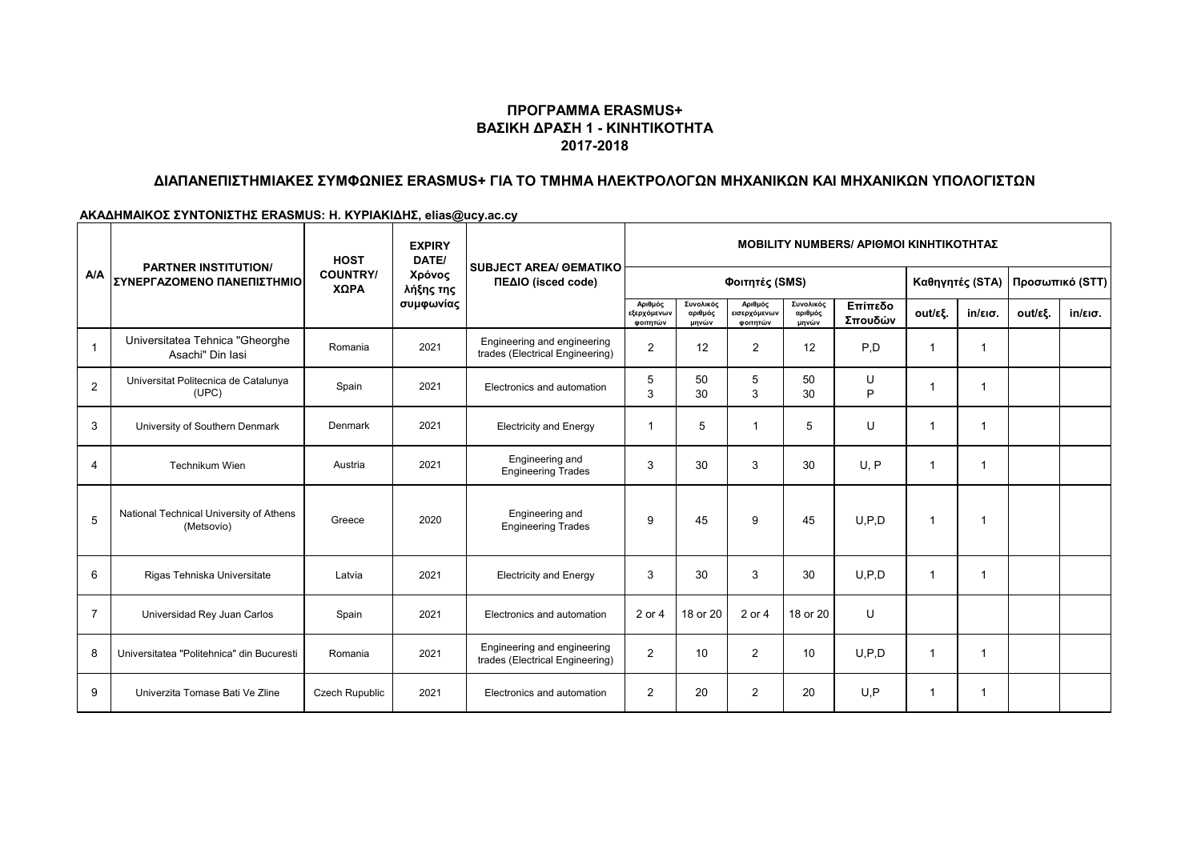## ΠΡΟΓΡΑΜΜΑ ERASMUS+
## ΒΑΣΙΚΗ ΔΡΑΣΗ 1 - ΚΙΝΗΤΙΚΟΤΗΤΑ
## 2017-2018

### ΔΙΑΠΑΝΕΠΙΣΤΗΜΙΑΚΕΣ ΣΥΜΦΩΝΙΕΣ ERASMUS+ ΓΙΑ ΤΟ ΤΜΗΜΑ ΗΛΕΚΤΡΟΛΟΓΩΝ ΜΗΧΑΝΙΚΩΝ ΚΑΙ ΜΗΧΑΝΙΚΩΝ ΥΠΟΛΟΓΙΣΤΩΝ

**ΑΚΑΔΗΜΑΙΚΟΣ ΣΥΝΤΟΝΙΣΤΗΣ ERASMUS: Η. ΚΥΡΙΑΚΙΔΗΣ, elias@ucy.ac.cy**

| A/A | PARTNER INSTITUTION/ ΣΥΝΕΡΓΑΖΟΜΕΝΟ ΠΑΝΕΠΙΣΤΗΜΙΟ | HOST COUNTRY/ ΧΩΡΑ | EXPIRY DATE/ Χρόνος λήξης της συμφωνίας | SUBJECT AREA/ ΘΕΜΑΤΙΚΟ ΠΕΔΙΟ (isced code) | MOBILITY NUMBERS/ ΑΡΙΘΜΟΙ ΚΙΝΗΤΙΚΟΤΗΤΑΣ | | | | | | | | |
|---|---|---|---|---|---|---|---|---|---|---|---|---|---|
| | | | | | Φοιτητές (SMS) | | | | | Καθηγητές (STA) | | Προσωπικό (STT) | |
| | | | | | Αριθμός εξερχόμενων φοιτητών | Συνολικός αριθμός μηνών | Αριθμός εισερχόμενων φοιτητών | Συνολικός αριθμός μηνών | Επίπεδο Σπουδών | out/εξ. | in/εισ. | out/εξ. | in/εισ. |
| 1 | Universitatea Tehnica "Gheorghe Asachi" Din Iasi | Romania | 2021 | Engineering and engineering trades (Electrical Engineering) | 2 | 12 | 2 | 12 | P,D | 1 | 1 | | |
| 2 | Universitat Politecnica de Catalunya (UPC) | Spain | 2021 | Electronics and automation | 5<br>3 | 50<br>30 | 5<br>3 | 50<br>30 | U<br>P | 1 | 1 | | |
| 3 | University of Southern Denmark | Denmark | 2021 | Electricity and Energy | 1 | 5 | 1 | 5 | U | 1 | 1 | | |
| 4 | Technikum Wien | Austria | 2021 | Engineering and Engineering Trades | 3 | 30 | 3 | 30 | U, P | 1 | 1 | | |
| 5 | National Technical University of Athens (Metsovio) | Greece | 2020 | Engineering and Engineering Trades | 9 | 45 | 9 | 45 | U,P,D | 1 | 1 | | |
| 6 | Rigas Tehniska Universitate | Latvia | 2021 | Electricity and Energy | 3 | 30 | 3 | 30 | U,P,D | 1 | 1 | | |
| 7 | Universidad Rey Juan Carlos | Spain | 2021 | Electronics and automation | 2 or 4 | 18 or 20 | 2 or 4 | 18 or 20 | U | | | | |
| 8 | Universitatea "Politehnica" din Bucuresti | Romania | 2021 | Engineering and engineering trades (Electrical Engineering) | 2 | 10 | 2 | 10 | U,P,D | 1 | 1 | | |
| 9 | Univerzita Tomase Bati Ve Zline | Czech Rupublic | 2021 | Electronics and automation | 2 | 20 | 2 | 20 | U,P | 1 | 1 | | |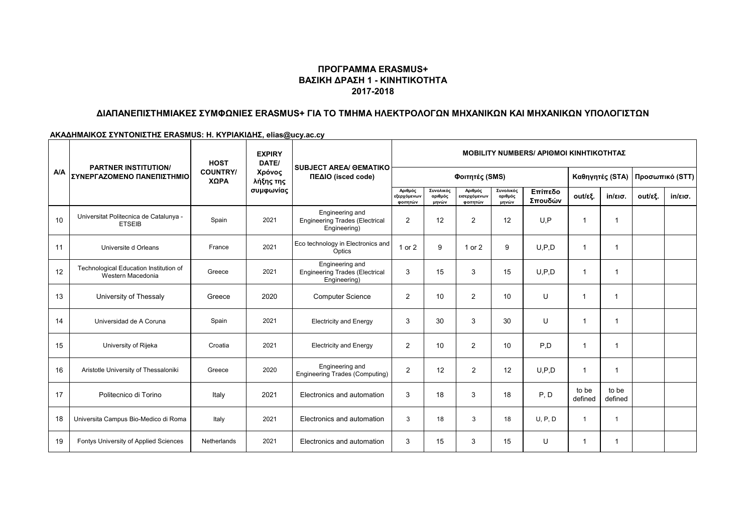## ΠΡΟΓΡΑΜΜΑ ERASMUS+
## ΒΑΣΙΚΗ ΔΡΑΣΗ 1 - ΚΙΝΗΤΙΚΟΤΗΤΑ
## 2017-2018

### ΔΙΑΠΑΝΕΠΙΣΤΗΜΙΑΚΕΣ ΣΥΜΦΩΝΙΕΣ ERASMUS+ ΓΙΑ ΤΟ ΤΜΗΜΑ ΗΛΕΚΤΡΟΛΟΓΩΝ ΜΗΧΑΝΙΚΩΝ ΚΑΙ ΜΗΧΑΝΙΚΩΝ ΥΠΟΛΟΓΙΣΤΩΝ

**ΑΚΑΔΗΜΑΙΚΟΣ ΣΥΝΤΟΝΙΣΤΗΣ ERASMUS: Η. ΚΥΡΙΑΚΙΔΗΣ, elias@ucy.ac.cy**

| A/A | PARTNER INSTITUTION/ ΣΥΝΕΡΓΑΖΟΜΕΝΟ ΠΑΝΕΠΙΣΤΗΜΙΟ | HOST COUNTRY/ ΧΩΡΑ | EXPIRY DATE/ Χρόνος λήξης της συμφωνίας | SUBJECT AREA/ ΘΕΜΑΤΙΚΟ ΠΕΔΙΟ (isced code) | MOBILITY NUMBERS/ ΑΡΙΘΜΟΙ ΚΙΝΗΤΙΚΟΤΗΤΑΣ | | | | | | | | |
|---|---|---|---|---|---|---|---|---|---|---|---|---|---|
| | | | | | Φοιτητές (SMS) | | | | | Καθηγητές (STA) | | Προσωπικό (STT) | |
| | | | | | Αριθμός εξερχόμενων φοιτητών | Συνολικός αριθμός μηνών | Αριθμός εισερχόμενων φοιτητών | Συνολικός αριθμός μηνών | Επίπεδο Σπουδών | out/εξ. | in/εισ. | out/εξ. | in/εισ. |
| 10 | Universitat Politecnica de Catalunya - ETSEIB | Spain | 2021 | Engineering and Engineering Trades (Electrical Engineering) | 2 | 12 | 2 | 12 | U,P | 1 | 1 | | |
| 11 | Universite d Orleans | France | 2021 | Eco technology in Electronics and Optics | 1 or 2 | 9 | 1 or 2 | 9 | U,P,D | 1 | 1 | | |
| 12 | Technological Education Institution of Western Macedonia | Greece | 2021 | Engineering and Engineering Trades (Electrical Engineering) | 3 | 15 | 3 | 15 | U,P,D | 1 | 1 | | |
| 13 | University of Thessaly | Greece | 2020 | Computer Science | 2 | 10 | 2 | 10 | U | 1 | 1 | | |
| 14 | Universidad de A Coruna | Spain | 2021 | Electricity and Energy | 3 | 30 | 3 | 30 | U | 1 | 1 | | |
| 15 | University of Rijeka | Croatia | 2021 | Electricity and Energy | 2 | 10 | 2 | 10 | P,D | 1 | 1 | | |
| 16 | Aristotle University of Thessaloniki | Greece | 2020 | Engineering and Engineering Trades (Computing) | 2 | 12 | 2 | 12 | U,P,D | 1 | 1 | | |
| 17 | Politecnico di Torino | Italy | 2021 | Electronics and automation | 3 | 18 | 3 | 18 | P, D | to be defined | to be defined | | |
| 18 | Universita Campus Bio-Medico di Roma | Italy | 2021 | Electronics and automation | 3 | 18 | 3 | 18 | U, P, D | 1 | 1 | | |
| 19 | Fontys University of Applied Sciences | Netherlands | 2021 | Electronics and automation | 3 | 15 | 3 | 15 | U | 1 | 1 | | |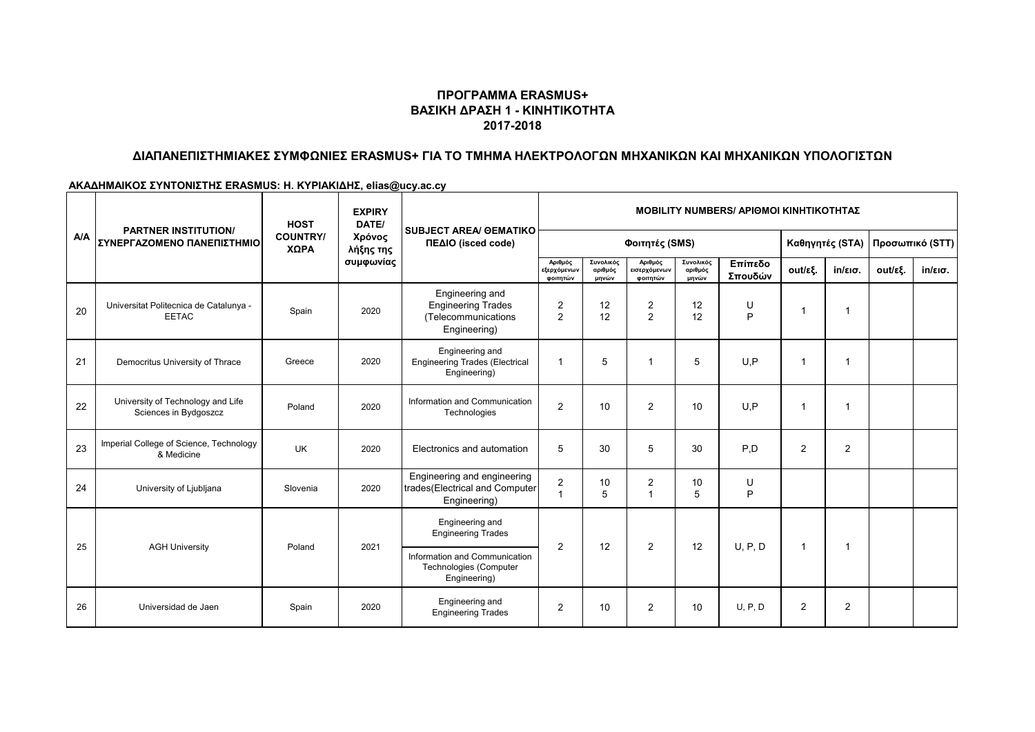## ΠΡΟΓΡΑΜΜΑ ERASMUS+
## ΒΑΣΙΚΗ ΔΡΑΣΗ 1 - ΚΙΝΗΤΙΚΟΤΗΤΑ
## 2017-2018

### ΔΙΑΠΑΝΕΠΙΣΤΗΜΙΑΚΕΣ ΣΥΜΦΩΝΙΕΣ ERASMUS+ ΓΙΑ ΤΟ ΤΜΗΜΑ ΗΛΕΚΤΡΟΛΟΓΩΝ ΜΗΧΑΝΙΚΩΝ ΚΑΙ ΜΗΧΑΝΙΚΩΝ ΥΠΟΛΟΓΙΣΤΩΝ

**ΑΚΑΔΗΜΑΙΚΟΣ ΣΥΝΤΟΝΙΣΤΗΣ ERASMUS: Η. ΚΥΡΙΑΚΙΔΗΣ, elias@ucy.ac.cy**

| A/A | PARTNER INSTITUTION/ ΣΥΝΕΡΓΑΖΟΜΕΝΟ ΠΑΝΕΠΙΣΤΗΜΙΟ | HOST COUNTRY/ ΧΩΡΑ | EXPIRY DATE/ Χρόνος λήξης της συμφωνίας | SUBJECT AREA/ ΘΕΜΑΤΙΚΟ ΠΕΔΙΟ (isced code) | MOBILITY NUMBERS/ ΑΡΙΘΜΟΙ ΚΙΝΗΤΙΚΟΤΗΤΑΣ | | | | | | | | |
|---|---|---|---|---|---|---|---|---|---|---|---|---|---|
| | | | | | Φοιτητές (SMS) | | | | | Καθηγητές (STA) | | Προσωπικό (STT) | |
| | | | | | Αριθμός εξερχόμενων φοιτητών | Συνολικός αριθμός μηνών | Αριθμός εισερχόμενων φοιτητών | Συνολικός αριθμός μηνών | Επίπεδο Σπουδών | out/εξ. | in/εισ. | out/εξ. | in/εισ. |
| 20 | Universitat Politecnica de Catalunya - EETAC | Spain | 2020 | Engineering and Engineering Trades (Telecommunications Engineering) | 2<br>2 | 12<br>12 | 2<br>2 | 12<br>12 | U<br>P | 1 | 1 | | |
| 21 | Democritus University of Thrace | Greece | 2020 | Engineering and Engineering Trades (Electrical Engineering) | 1 | 5 | 1 | 5 | U,P | 1 | 1 | | |
| 22 | University of Technology and Life Sciences in Bydgoszcz | Poland | 2020 | Information and Communication Technologies | 2 | 10 | 2 | 10 | U,P | 1 | 1 | | |
| 23 | Imperial College of Science, Technology & Medicine | UK | 2020 | Electronics and automation | 5 | 30 | 5 | 30 | P,D | 2 | 2 | | |
| 24 | University of Ljubljana | Slovenia | 2020 | Engineering and engineering trades(Electrical and Computer Engineering) | 2<br>1 | 10<br>5 | 2<br>1 | 10<br>5 | U<br>P | | | | |
| 25 | AGH University | Poland | 2021 | Engineering and Engineering Trades<br>Information and Communication Technologies (Computer Engineering) | 2 | 12 | 2 | 12 | U, P, D | 1 | 1 | | |
| 26 | Universidad de Jaen | Spain | 2020 | Engineering and Engineering Trades | 2 | 10 | 2 | 10 | U, P, D | 2 | 2 | | |